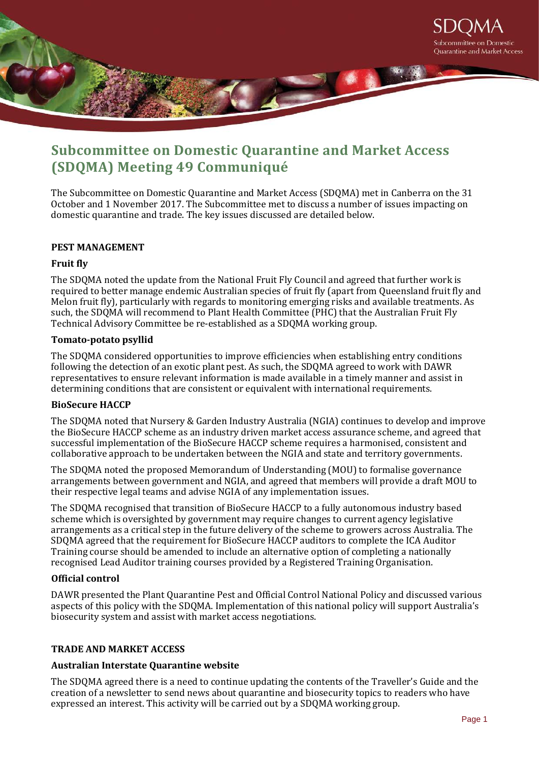# Subcommittee on Domestic Quarantine and Market Access (SDQMA) Meeting 49 Communiqué

The Subcommittee on Domestic Quarantine and Market Access (SDQMA) met in Canberra on the 31 October and 1 November 2017. The Subcommittee met to discuss a number of issues impacting on domestic quarantine and trade. The key issues discussed are detailed below.

## PEST MANAGEMENT

### Fruit fly

The SDQMA noted the update from the National Fruit Fly Council and agreed that further work is required to better manage endemic Australian species of fruit fly (apart from Queensland fruit fly and Melon fruit fly), particularly with regards to monitoring emerging risks and available treatments. As such, the SDQMA will recommend to Plant Health Committee (PHC) that the Australian Fruit Fly Technical Advisory Committee be re-established as a SDQMA working group.

### Tomato-potato psyllid

The SDQMA considered opportunities to improve efficiencies when establishing entry conditions following the detection of an exotic plant pest. As such, the SDQMA agreed to work with DAWR representatives to ensure relevant information is made available in a timely manner and assist in determining conditions that are consistent or equivalent with international requirements.

### BioSecure HACCP

The SDQMA noted that Nursery & Garden Industry Australia (NGIA) continues to develop and improve the BioSecure HACCP scheme as an industry driven market access assurance scheme, and agreed that successful implementation of the BioSecure HACCP scheme requires a harmonised, consistent and collaborative approach to be undertaken between the NGIA and state and territory governments.

The SDQMA noted the proposed Memorandum of Understanding (MOU) to formalise governance arrangements between government and NGIA, and agreed that members will provide a draft MOU to their respective legal teams and advise NGIA of any implementation issues.

The SDQMA recognised that transition of BioSecure HACCP to a fully autonomous industry based scheme which is oversighted by government may require changes to current agency legislative arrangements as a critical step in the future delivery of the scheme to growers across Australia. The SDQMA agreed that the requirement for BioSecure HACCP auditors to complete the ICA Auditor Training course should be amended to include an alternative option of completing a nationally recognised Lead Auditor training courses provided by a Registered Training Organisation.

### Official control

DAWR presented the Plant Quarantine Pest and Official Control National Policy and discussed various aspects of this policy with the SDQMA. Implementation of this national policy will support Australia's biosecurity system and assist with market access negotiations.

## TRADE AND MARKET ACCESS

### Australian Interstate Quarantine website

The SDQMA agreed there is a need to continue updating the contents of the Traveller's Guide and the creation of a newsletter to send news about quarantine and biosecurity topics to readers who have expressed an interest. This activity will be carried out by a SDQMA working group.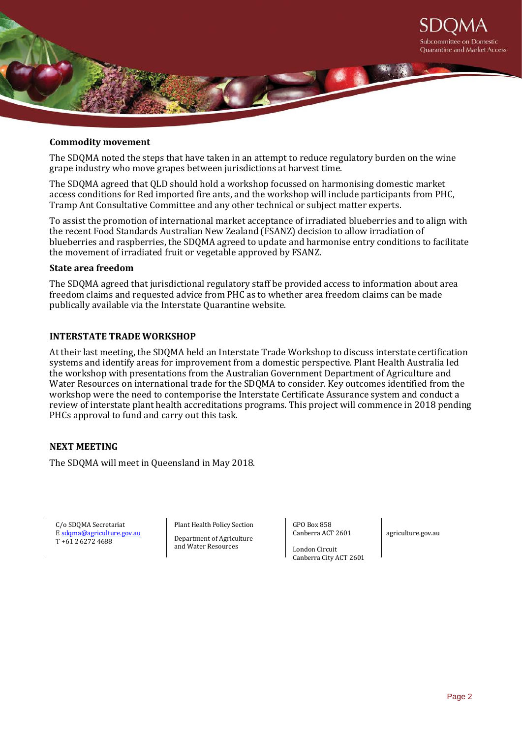### Commodity movement

The SDQMA noted the steps that have taken in an attempt to reduce regulatory burden on the wine grape industry who move grapes between jurisdictions at harvest time.

The SDQMA agreed that QLD should hold a workshop focussed on harmonising domestic market access conditions for Red imported fire ants, and the workshop will include participants from PHC, Tramp Ant Consultative Committee and any other technical or subject matter experts.

To assist the promotion of international market acceptance of irradiated blueberries and to align with the recent Food Standards Australian New Zealand (FSANZ) decision to allow irradiation of blueberries and raspberries, the SDQMA agreed to update and harmonise entry conditions to facilitate the movement of irradiated fruit or vegetable approved by FSANZ.

### State area freedom

The SDQMA agreed that jurisdictional regulatory staff be provided access to information about area freedom claims and requested advice from PHC as to whether area freedom claims can be made publically available via the Interstate Quarantine website.

## INTERSTATE TRADE WORKSHOP

At their last meeting, the SDQMA held an Interstate Trade Workshop to discuss interstate certification systems and identify areas for improvement from a domestic perspective. Plant Health Australia led the workshop with presentations from the Australian Government Department of Agriculture and Water Resources on international trade for the SDQMA to consider. Key outcomes identified from the workshop were the need to contemporise the Interstate Certificate Assurance system and conduct a review of interstate plant health accreditations programs. This project will commence in 2018 pending PHCs approval to fund and carry out this task.

## NEXT MEETING

The SDQMA will meet in Queensland in May 2018.

C/o SDQMA Secretariat
E sdqma@agriculture.gov.au
T +61 2 6272 4688

Plant Health Policy Section

Department of Agriculture and Water Resources

GPO Box 858
Canberra ACT 2601

London Circuit
Canberra City ACT 2601

agriculture.gov.au